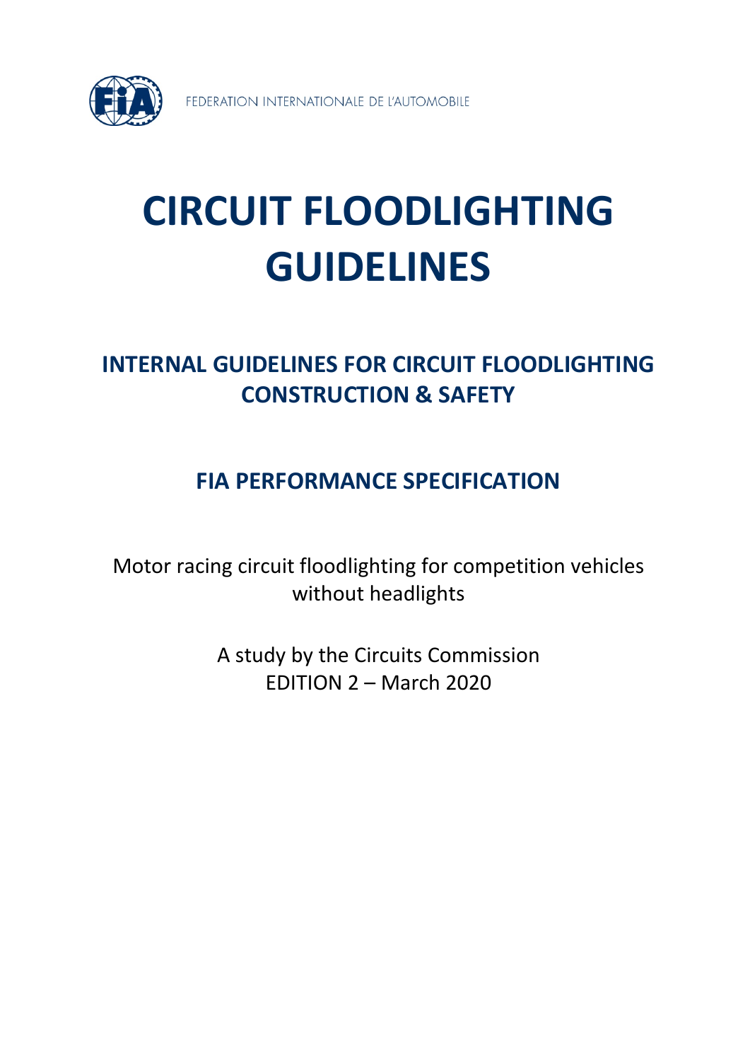FEDERATION INTERNATIONALE DE L'AUTOMOBILE

# CIRCUIT FLOODLIGHTING GUIDELINES

## INTERNAL GUIDELINES FOR CIRCUIT FLOODLIGHTING CONSTRUCTION & SAFETY

## FIA PERFORMANCE SPECIFICATION

Motor racing circuit floodlighting for competition vehicles without headlights

A study by the Circuits Commission
EDITION 2 – March 2020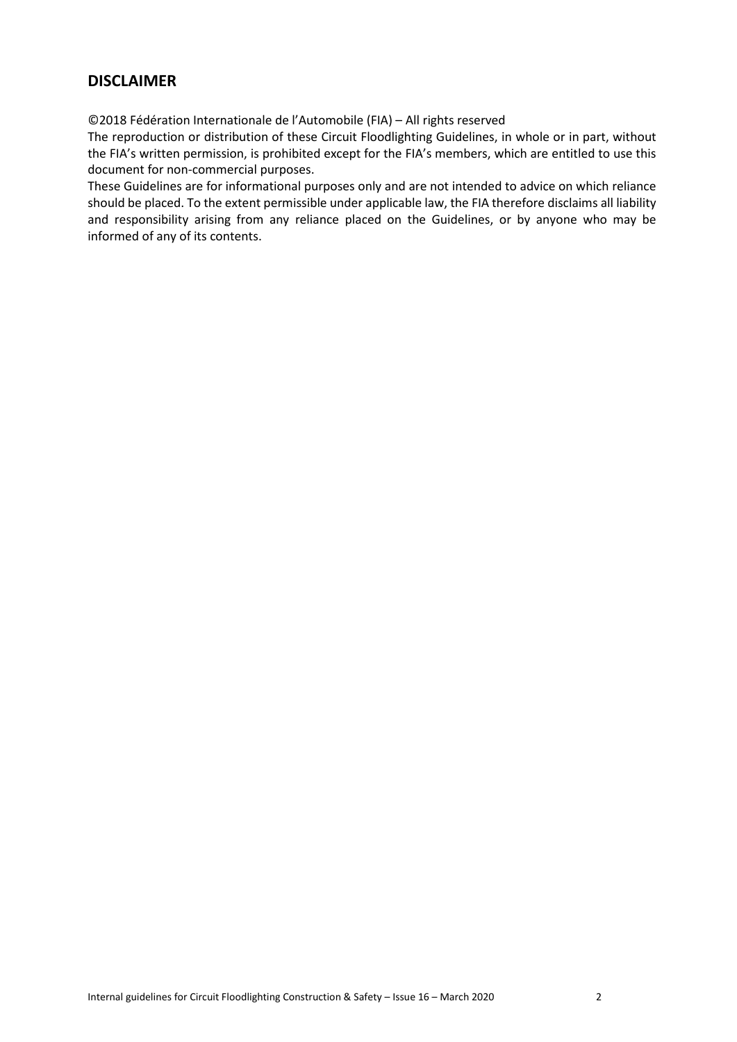## DISCLAIMER

©2018 Fédération Internationale de l'Automobile (FIA) – All rights reserved

The reproduction or distribution of these Circuit Floodlighting Guidelines, in whole or in part, without the FIA's written permission, is prohibited except for the FIA's members, which are entitled to use this document for non-commercial purposes.

These Guidelines are for informational purposes only and are not intended to advice on which reliance should be placed. To the extent permissible under applicable law, the FIA therefore disclaims all liability and responsibility arising from any reliance placed on the Guidelines, or by anyone who may be informed of any of its contents.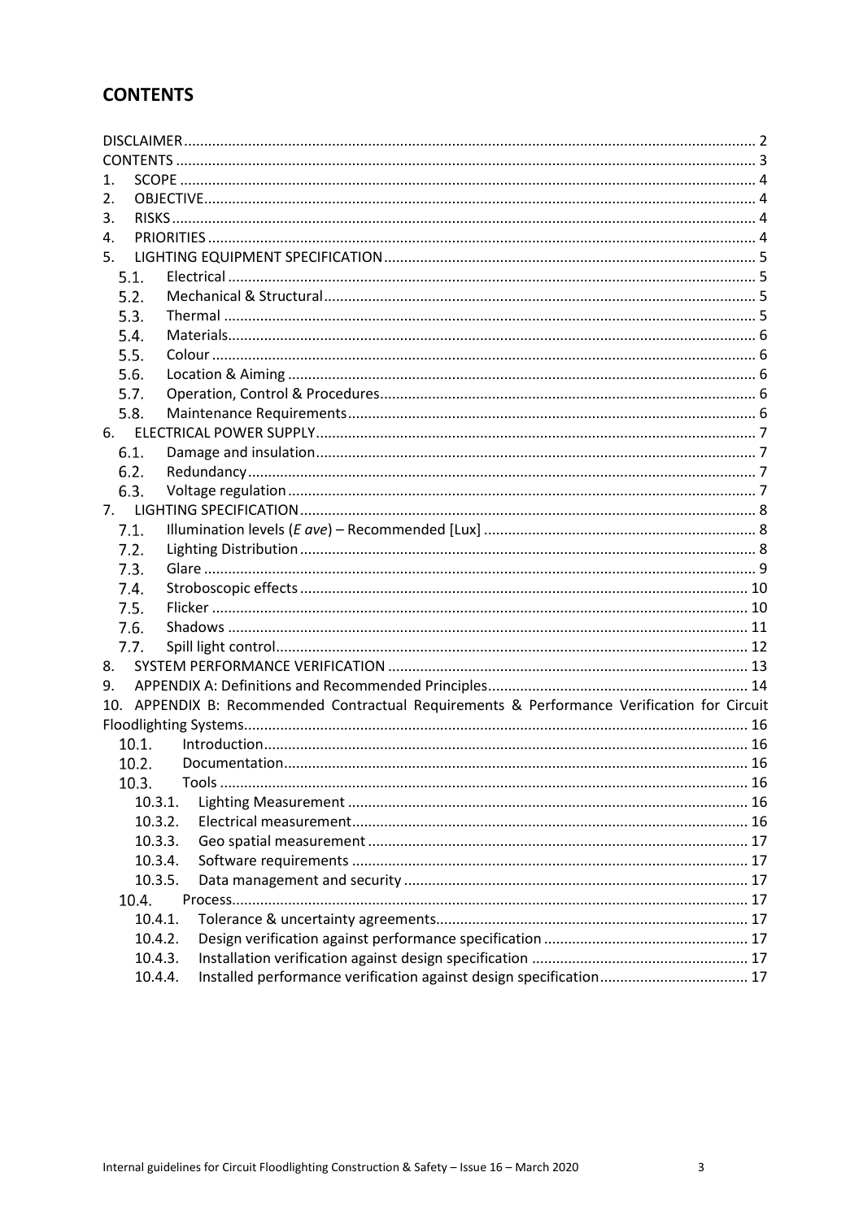## CONTENTS

DISCLAIMER ..... 2
CONTENTS ..... 3
1. SCOPE ..... 4
2. OBJECTIVE ..... 4
3. RISKS ..... 4
4. PRIORITIES ..... 4
5. LIGHTING EQUIPMENT SPECIFICATION ..... 5
   - 5.1. Electrical ..... 5
   - 5.2. Mechanical & Structural ..... 5
   - 5.3. Thermal ..... 5
   - 5.4. Materials ..... 6
   - 5.5. Colour ..... 6
   - 5.6. Location & Aiming ..... 6
   - 5.7. Operation, Control & Procedures ..... 6
   - 5.8. Maintenance Requirements ..... 6
6. ELECTRICAL POWER SUPPLY ..... 7
   - 6.1. Damage and insulation ..... 7
   - 6.2. Redundancy ..... 7
   - 6.3. Voltage regulation ..... 7
7. LIGHTING SPECIFICATION ..... 8
   - 7.1. Illumination levels (*E ave*) – Recommended [Lux] ..... 8
   - 7.2. Lighting Distribution ..... 8
   - 7.3. Glare ..... 9
   - 7.4. Stroboscopic effects ..... 10
   - 7.5. Flicker ..... 10
   - 7.6. Shadows ..... 11
   - 7.7. Spill light control ..... 12
8. SYSTEM PERFORMANCE VERIFICATION ..... 13
9. APPENDIX A: Definitions and Recommended Principles ..... 14
10. APPENDIX B: Recommended Contractual Requirements & Performance Verification for Circuit Floodlighting Systems ..... 16
   - 10.1. Introduction ..... 16
   - 10.2. Documentation ..... 16
   - 10.3. Tools ..... 16
     - 10.3.1. Lighting Measurement ..... 16
     - 10.3.2. Electrical measurement ..... 16
     - 10.3.3. Geo spatial measurement ..... 17
     - 10.3.4. Software requirements ..... 17
     - 10.3.5. Data management and security ..... 17
   - 10.4. Process ..... 17
     - 10.4.1. Tolerance & uncertainty agreements ..... 17
     - 10.4.2. Design verification against performance specification ..... 17
     - 10.4.3. Installation verification against design specification ..... 17
     - 10.4.4. Installed performance verification against design specification ..... 17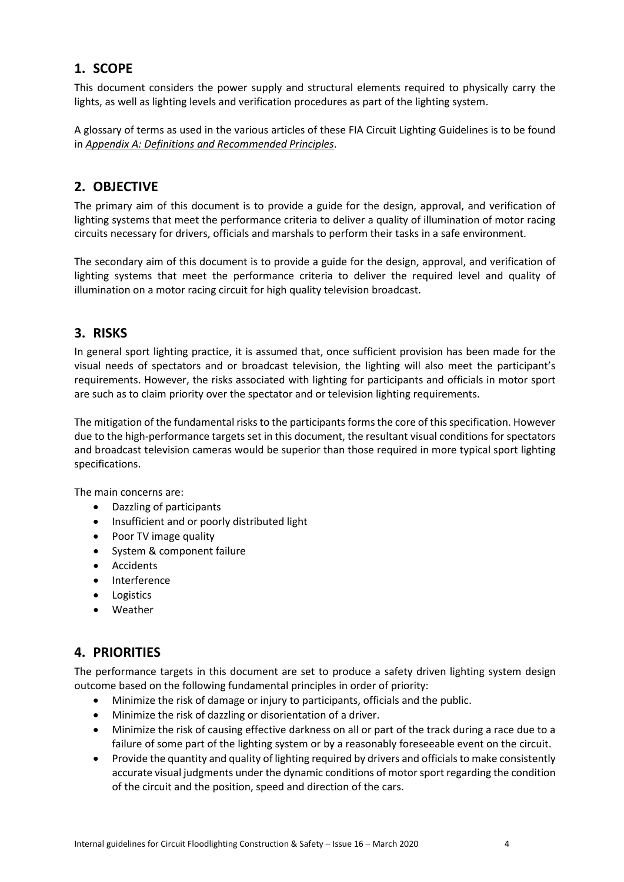## 1. SCOPE

This document considers the power supply and structural elements required to physically carry the lights, as well as lighting levels and verification procedures as part of the lighting system.

A glossary of terms as used in the various articles of these FIA Circuit Lighting Guidelines is to be found in *Appendix A: Definitions and Recommended Principles*.

## 2. OBJECTIVE

The primary aim of this document is to provide a guide for the design, approval, and verification of lighting systems that meet the performance criteria to deliver a quality of illumination of motor racing circuits necessary for drivers, officials and marshals to perform their tasks in a safe environment.

The secondary aim of this document is to provide a guide for the design, approval, and verification of lighting systems that meet the performance criteria to deliver the required level and quality of illumination on a motor racing circuit for high quality television broadcast.

## 3. RISKS

In general sport lighting practice, it is assumed that, once sufficient provision has been made for the visual needs of spectators and or broadcast television, the lighting will also meet the participant's requirements. However, the risks associated with lighting for participants and officials in motor sport are such as to claim priority over the spectator and or television lighting requirements.

The mitigation of the fundamental risks to the participants forms the core of this specification. However due to the high-performance targets set in this document, the resultant visual conditions for spectators and broadcast television cameras would be superior than those required in more typical sport lighting specifications.

The main concerns are:

- Dazzling of participants
- Insufficient and or poorly distributed light
- Poor TV image quality
- System & component failure
- Accidents
- Interference
- Logistics
- Weather

## 4. PRIORITIES

The performance targets in this document are set to produce a safety driven lighting system design outcome based on the following fundamental principles in order of priority:

- Minimize the risk of damage or injury to participants, officials and the public.
- Minimize the risk of dazzling or disorientation of a driver.
- Minimize the risk of causing effective darkness on all or part of the track during a race due to a failure of some part of the lighting system or by a reasonably foreseeable event on the circuit.
- Provide the quantity and quality of lighting required by drivers and officials to make consistently accurate visual judgments under the dynamic conditions of motor sport regarding the condition of the circuit and the position, speed and direction of the cars.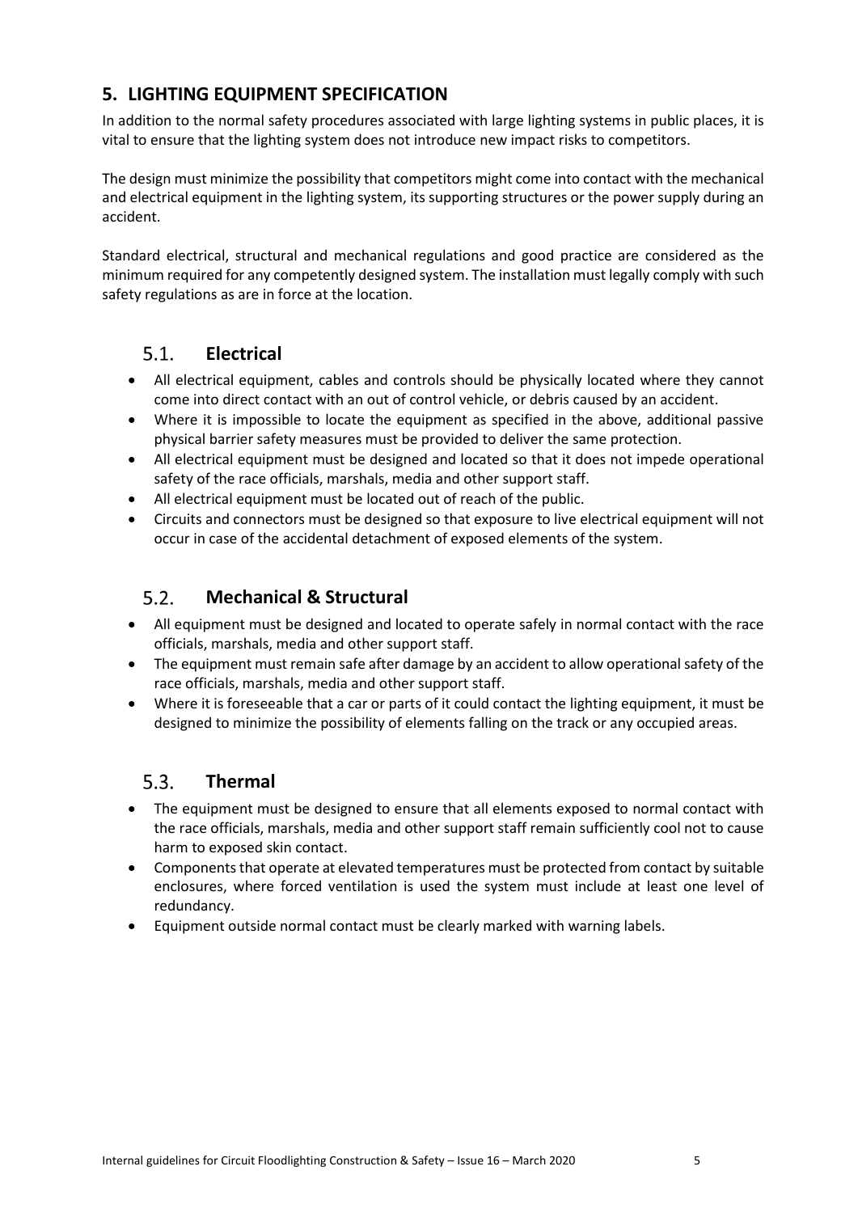## 5. LIGHTING EQUIPMENT SPECIFICATION

In addition to the normal safety procedures associated with large lighting systems in public places, it is vital to ensure that the lighting system does not introduce new impact risks to competitors.

The design must minimize the possibility that competitors might come into contact with the mechanical and electrical equipment in the lighting system, its supporting structures or the power supply during an accident.

Standard electrical, structural and mechanical regulations and good practice are considered as the minimum required for any competently designed system. The installation must legally comply with such safety regulations as are in force at the location.

### 5.1. Electrical

- All electrical equipment, cables and controls should be physically located where they cannot come into direct contact with an out of control vehicle, or debris caused by an accident.
- Where it is impossible to locate the equipment as specified in the above, additional passive physical barrier safety measures must be provided to deliver the same protection.
- All electrical equipment must be designed and located so that it does not impede operational safety of the race officials, marshals, media and other support staff.
- All electrical equipment must be located out of reach of the public.
- Circuits and connectors must be designed so that exposure to live electrical equipment will not occur in case of the accidental detachment of exposed elements of the system.

### 5.2. Mechanical & Structural

- All equipment must be designed and located to operate safely in normal contact with the race officials, marshals, media and other support staff.
- The equipment must remain safe after damage by an accident to allow operational safety of the race officials, marshals, media and other support staff.
- Where it is foreseeable that a car or parts of it could contact the lighting equipment, it must be designed to minimize the possibility of elements falling on the track or any occupied areas.

### 5.3. Thermal

- The equipment must be designed to ensure that all elements exposed to normal contact with the race officials, marshals, media and other support staff remain sufficiently cool not to cause harm to exposed skin contact.
- Components that operate at elevated temperatures must be protected from contact by suitable enclosures, where forced ventilation is used the system must include at least one level of redundancy.
- Equipment outside normal contact must be clearly marked with warning labels.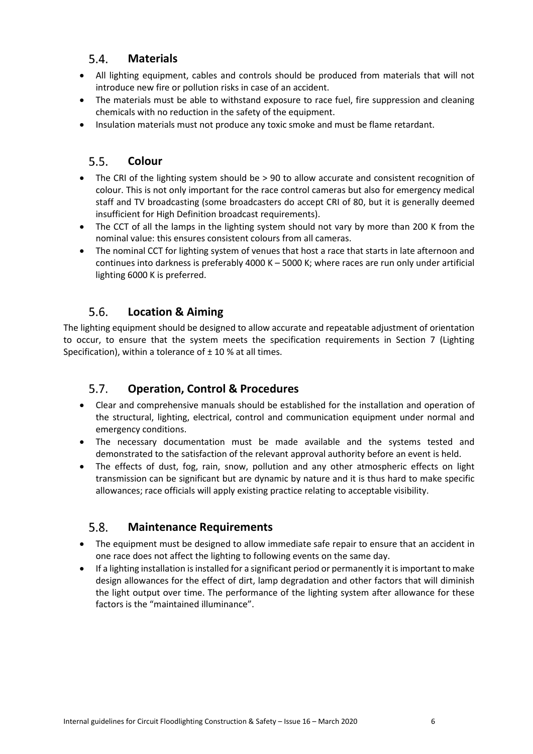## 5.4. Materials

- All lighting equipment, cables and controls should be produced from materials that will not introduce new fire or pollution risks in case of an accident.
- The materials must be able to withstand exposure to race fuel, fire suppression and cleaning chemicals with no reduction in the safety of the equipment.
- Insulation materials must not produce any toxic smoke and must be flame retardant.

## 5.5. Colour

- The CRI of the lighting system should be > 90 to allow accurate and consistent recognition of colour. This is not only important for the race control cameras but also for emergency medical staff and TV broadcasting (some broadcasters do accept CRI of 80, but it is generally deemed insufficient for High Definition broadcast requirements).
- The CCT of all the lamps in the lighting system should not vary by more than 200 K from the nominal value: this ensures consistent colours from all cameras.
- The nominal CCT for lighting system of venues that host a race that starts in late afternoon and continues into darkness is preferably 4000 K – 5000 K; where races are run only under artificial lighting 6000 K is preferred.

## 5.6. Location & Aiming

The lighting equipment should be designed to allow accurate and repeatable adjustment of orientation to occur, to ensure that the system meets the specification requirements in Section 7 (Lighting Specification), within a tolerance of ± 10 % at all times.

## 5.7. Operation, Control & Procedures

- Clear and comprehensive manuals should be established for the installation and operation of the structural, lighting, electrical, control and communication equipment under normal and emergency conditions.
- The necessary documentation must be made available and the systems tested and demonstrated to the satisfaction of the relevant approval authority before an event is held.
- The effects of dust, fog, rain, snow, pollution and any other atmospheric effects on light transmission can be significant but are dynamic by nature and it is thus hard to make specific allowances; race officials will apply existing practice relating to acceptable visibility.

## 5.8. Maintenance Requirements

- The equipment must be designed to allow immediate safe repair to ensure that an accident in one race does not affect the lighting to following events on the same day.
- If a lighting installation is installed for a significant period or permanently it is important to make design allowances for the effect of dirt, lamp degradation and other factors that will diminish the light output over time. The performance of the lighting system after allowance for these factors is the "maintained illuminance".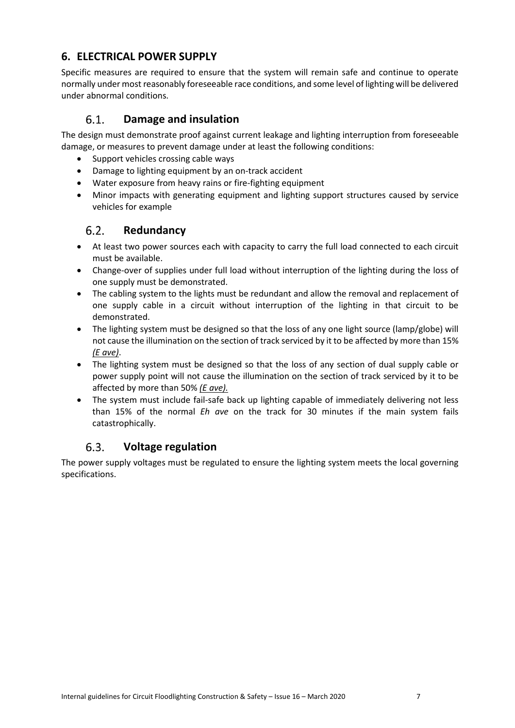## 6. ELECTRICAL POWER SUPPLY

Specific measures are required to ensure that the system will remain safe and continue to operate normally under most reasonably foreseeable race conditions, and some level of lighting will be delivered under abnormal conditions.

### 6.1. Damage and insulation

The design must demonstrate proof against current leakage and lighting interruption from foreseeable damage, or measures to prevent damage under at least the following conditions:

- Support vehicles crossing cable ways
- Damage to lighting equipment by an on-track accident
- Water exposure from heavy rains or fire-fighting equipment
- Minor impacts with generating equipment and lighting support structures caused by service vehicles for example

### 6.2. Redundancy

- At least two power sources each with capacity to carry the full load connected to each circuit must be available.
- Change-over of supplies under full load without interruption of the lighting during the loss of one supply must be demonstrated.
- The cabling system to the lights must be redundant and allow the removal and replacement of one supply cable in a circuit without interruption of the lighting in that circuit to be demonstrated.
- The lighting system must be designed so that the loss of any one light source (lamp/globe) will not cause the illumination on the section of track serviced by it to be affected by more than 15% *(E ave)*.
- The lighting system must be designed so that the loss of any section of dual supply cable or power supply point will not cause the illumination on the section of track serviced by it to be affected by more than 50% *(E ave)*.
- The system must include fail-safe back up lighting capable of immediately delivering not less than 15% of the normal *Eh ave* on the track for 30 minutes if the main system fails catastrophically.

### 6.3. Voltage regulation

The power supply voltages must be regulated to ensure the lighting system meets the local governing specifications.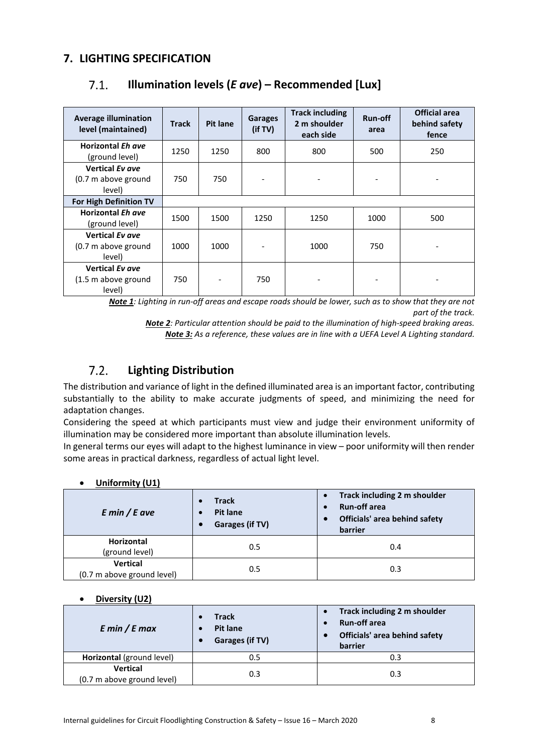# 7. LIGHTING SPECIFICATION

## 7.1. Illumination levels (*E ave*) – Recommended [Lux]

| Average illumination level (maintained) | Track | Pit lane | Garages (if TV) | Track including 2 m shoulder each side | Run-off area | Official area behind safety fence |
|---|---|---|---|---|---|---|
| **Horizontal *Eh ave*** (ground level) | 1250 | 1250 | 800 | 800 | 500 | 250 |
| **Vertical *Ev ave*** (0.7 m above ground level) | 750 | 750 | - | - | - | - |
| **For High Definition TV** | | | | | | |
| **Horizontal *Eh ave*** (ground level) | 1500 | 1500 | 1250 | 1250 | 1000 | 500 |
| **Vertical *Ev ave*** (0.7 m above ground level) | 1000 | 1000 | - | 1000 | 750 | - |
| **Vertical *Ev ave*** (1.5 m above ground level) | 750 | - | 750 | - | - | - |

***Note 1***: *Lighting in run-off areas and escape roads should be lower, such as to show that they are not part of the track.*

***Note 2***: *Particular attention should be paid to the illumination of high-speed braking areas.*

***Note 3:*** *As a reference, these values are in line with a UEFA Level A Lighting standard.*

## 7.2. Lighting Distribution

The distribution and variance of light in the defined illuminated area is an important factor, contributing substantially to the ability to make accurate judgments of speed, and minimizing the need for adaptation changes.

Considering the speed at which participants must view and judge their environment uniformity of illumination may be considered more important than absolute illumination levels.

In general terms our eyes will adapt to the highest luminance in view – poor uniformity will then render some areas in practical darkness, regardless of actual light level.

- **Uniformity (U1)**

| *E min / E ave* | • **Track** • **Pit lane** • **Garages (if TV)** | • **Track including 2 m shoulder** • **Run-off area** • **Officials' area behind safety barrier** |
|---|---|---|
| **Horizontal** (ground level) | 0.5 | 0.4 |
| **Vertical** (0.7 m above ground level) | 0.5 | 0.3 |

- **Diversity (U2)**

| *E min / E max* | • **Track** • **Pit lane** • **Garages (if TV)** | • **Track including 2 m shoulder** • **Run-off area** • **Officials' area behind safety barrier** |
|---|---|---|
| **Horizontal** (ground level) | 0.5 | 0.3 |
| **Vertical** (0.7 m above ground level) | 0.3 | 0.3 |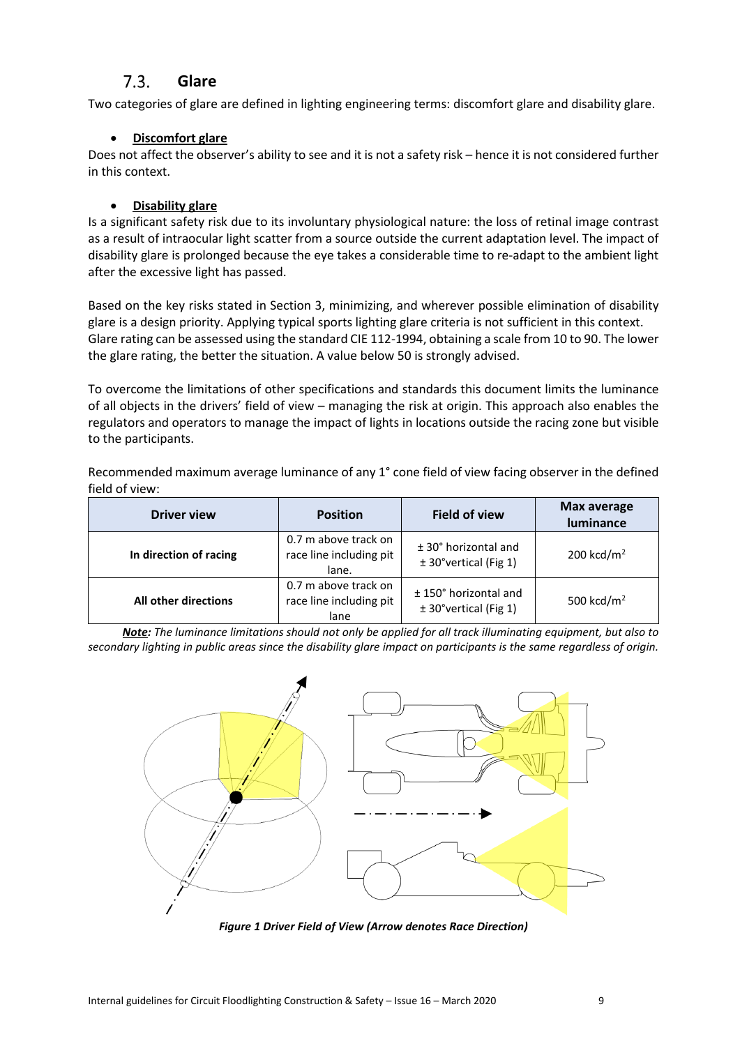## 7.3. Glare

Two categories of glare are defined in lighting engineering terms: discomfort glare and disability glare.

- **Discomfort glare**

Does not affect the observer's ability to see and it is not a safety risk – hence it is not considered further in this context.

- **Disability glare**

Is a significant safety risk due to its involuntary physiological nature: the loss of retinal image contrast as a result of intraocular light scatter from a source outside the current adaptation level. The impact of disability glare is prolonged because the eye takes a considerable time to re-adapt to the ambient light after the excessive light has passed.

Based on the key risks stated in Section 3, minimizing, and wherever possible elimination of disability glare is a design priority. Applying typical sports lighting glare criteria is not sufficient in this context. Glare rating can be assessed using the standard CIE 112-1994, obtaining a scale from 10 to 90. The lower the glare rating, the better the situation. A value below 50 is strongly advised.

To overcome the limitations of other specifications and standards this document limits the luminance of all objects in the drivers' field of view – managing the risk at origin. This approach also enables the regulators and operators to manage the impact of lights in locations outside the racing zone but visible to the participants.

Recommended maximum average luminance of any 1° cone field of view facing observer in the defined field of view:

| Driver view | Position | Field of view | Max average luminance |
|---|---|---|---|
| **In direction of racing** | 0.7 m above track on race line including pit lane. | ± 30° horizontal and ± 30°vertical (Fig 1) | 200 kcd/m$^2$ |
| **All other directions** | 0.7 m above track on race line including pit lane | ± 150° horizontal and ± 30°vertical (Fig 1) | 500 kcd/m$^2$ |

***Note:*** *The luminance limitations should not only be applied for all track illuminating equipment, but also to secondary lighting in public areas since the disability glare impact on participants is the same regardless of origin.*

***Figure 1 Driver Field of View (Arrow denotes Race Direction)***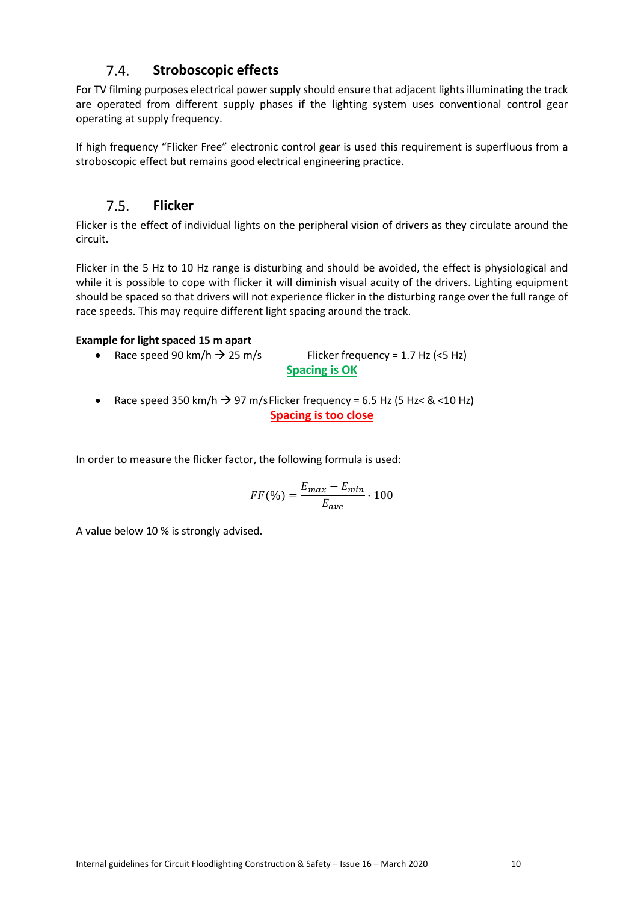## 7.4. Stroboscopic effects

For TV filming purposes electrical power supply should ensure that adjacent lights illuminating the track are operated from different supply phases if the lighting system uses conventional control gear operating at supply frequency.

If high frequency "Flicker Free" electronic control gear is used this requirement is superfluous from a stroboscopic effect but remains good electrical engineering practice.

## 7.5. Flicker

Flicker is the effect of individual lights on the peripheral vision of drivers as they circulate around the circuit.

Flicker in the 5 Hz to 10 Hz range is disturbing and should be avoided, the effect is physiological and while it is possible to cope with flicker it will diminish visual acuity of the drivers. Lighting equipment should be spaced so that drivers will not experience flicker in the disturbing range over the full range of race speeds. This may require different light spacing around the track.

**Example for light spaced 15 m apart**

- Race speed 90 km/h → 25 m/s Flicker frequency = 1.7 Hz (<5 Hz)
  **Spacing is OK**
- Race speed 350 km/h → 97 m/s Flicker frequency = 6.5 Hz (5 Hz< & <10 Hz)
  **Spacing is too close**

In order to measure the flicker factor, the following formula is used:

$$FF(\%) = \frac{E_{max} - E_{min}}{E_{ave}} \cdot 100$$

A value below 10 % is strongly advised.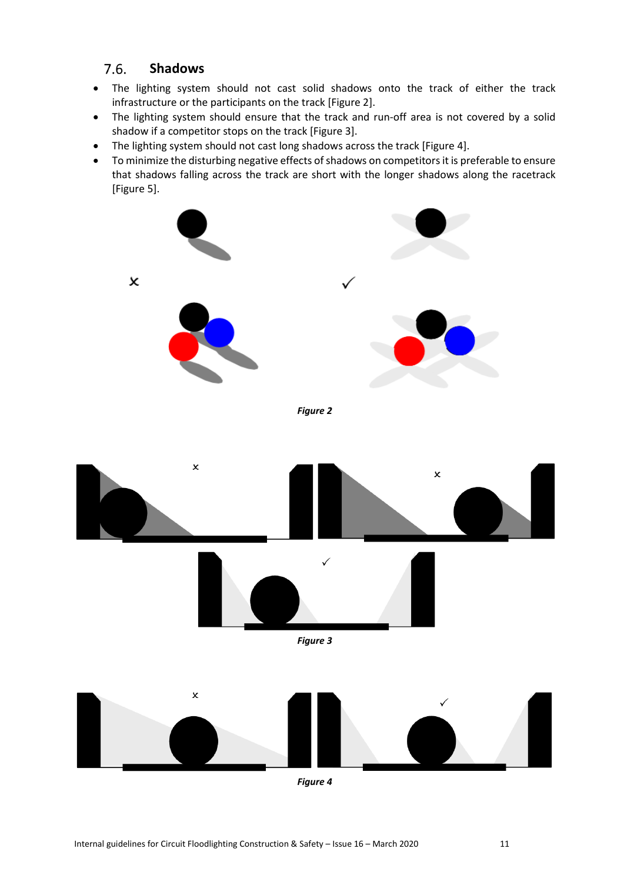## 7.6. Shadows

- The lighting system should not cast solid shadows onto the track of either the track infrastructure or the participants on the track [Figure 2].
- The lighting system should ensure that the track and run-off area is not covered by a solid shadow if a competitor stops on the track [Figure 3].
- The lighting system should not cast long shadows across the track [Figure 4].
- To minimize the disturbing negative effects of shadows on competitors it is preferable to ensure that shadows falling across the track are short with the longer shadows along the racetrack [Figure 5].

***Figure 2***

***Figure 3***

***Figure 4***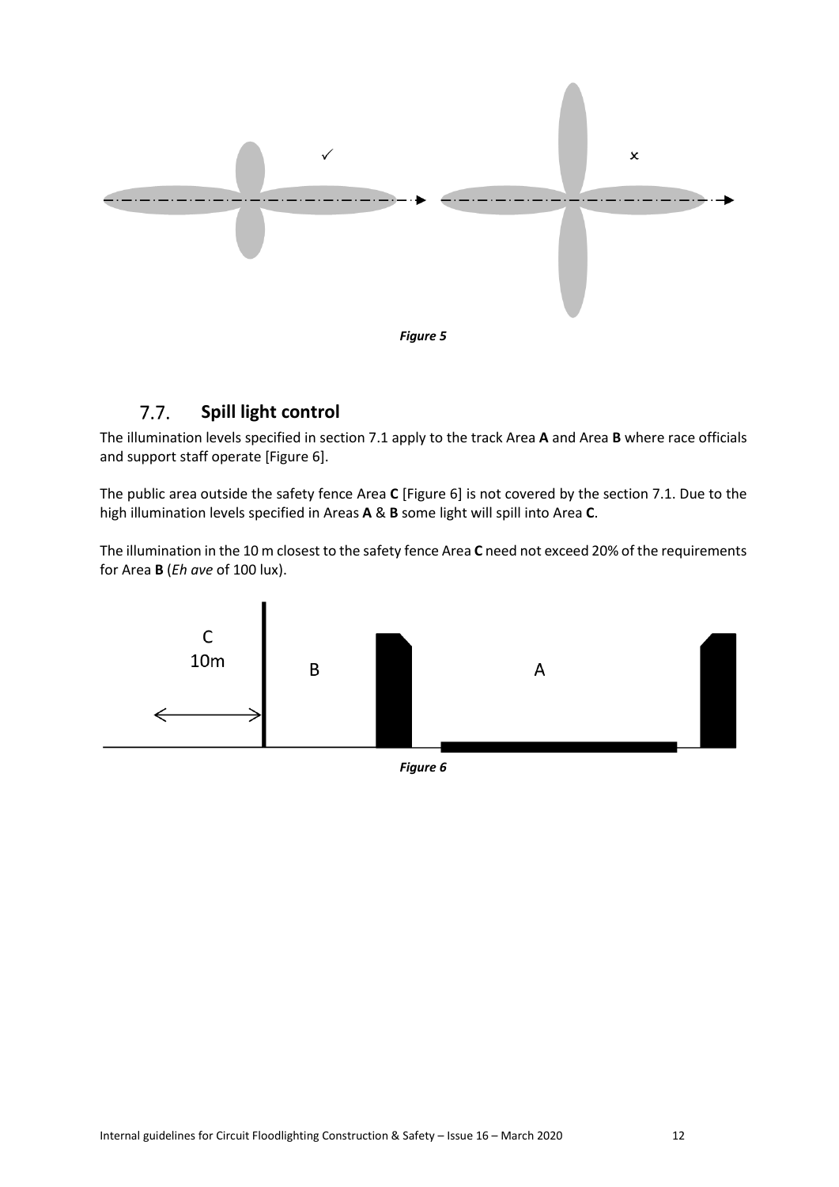✓ ×

*Figure 5*

## 7.7. Spill light control

The illumination levels specified in section 7.1 apply to the track Area **A** and Area **B** where race officials and support staff operate [Figure 6].

The public area outside the safety fence Area **C** [Figure 6] is not covered by the section 7.1. Due to the high illumination levels specified in Areas **A** & **B** some light will spill into Area **C**.

The illumination in the 10 m closest to the safety fence Area **C** need not exceed 20% of the requirements for Area **B** (*Eh ave* of 100 lux).

C
10m

B

A

*Figure 6*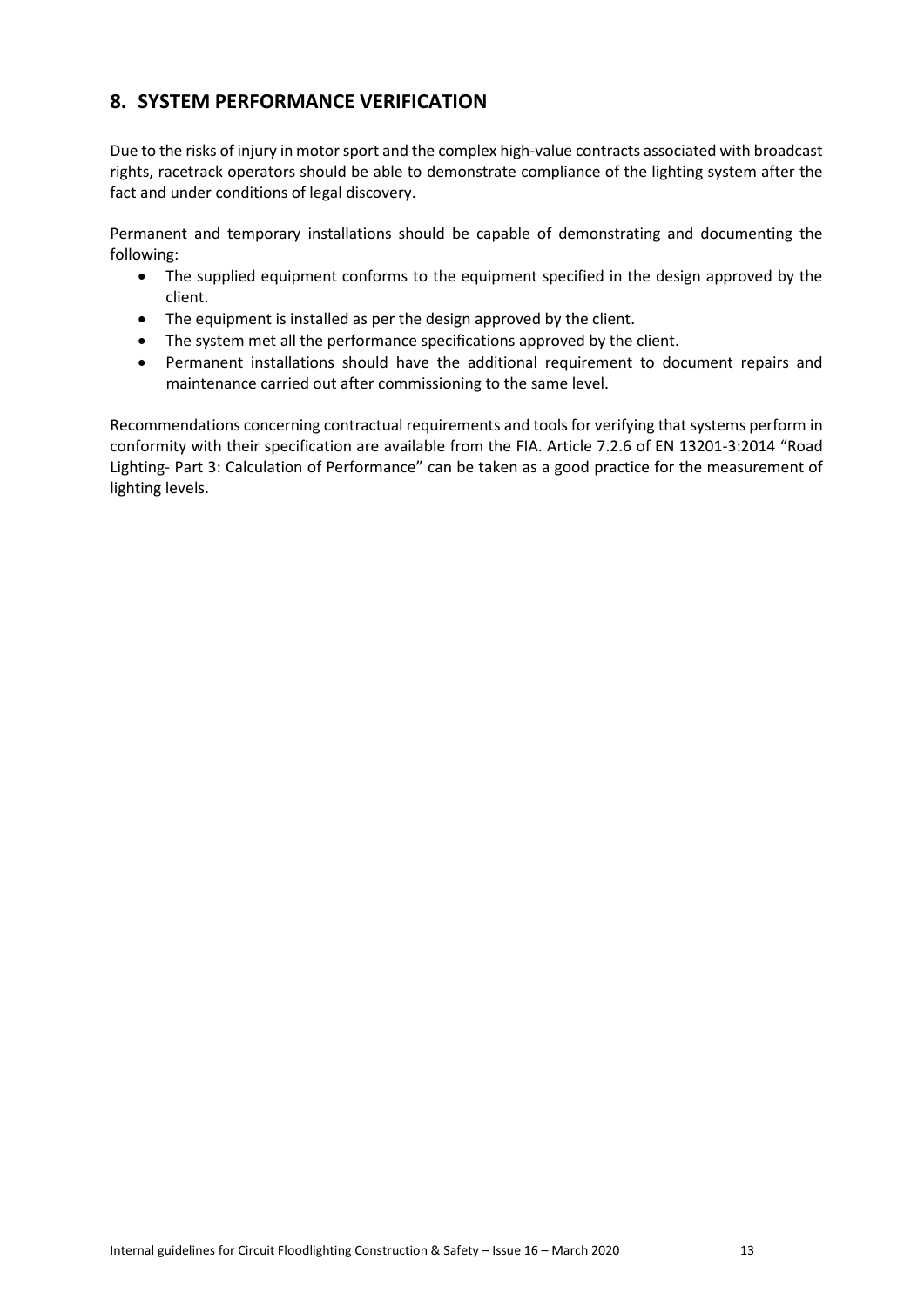## 8. SYSTEM PERFORMANCE VERIFICATION

Due to the risks of injury in motor sport and the complex high-value contracts associated with broadcast rights, racetrack operators should be able to demonstrate compliance of the lighting system after the fact and under conditions of legal discovery.

Permanent and temporary installations should be capable of demonstrating and documenting the following:

- The supplied equipment conforms to the equipment specified in the design approved by the client.
- The equipment is installed as per the design approved by the client.
- The system met all the performance specifications approved by the client.
- Permanent installations should have the additional requirement to document repairs and maintenance carried out after commissioning to the same level.

Recommendations concerning contractual requirements and tools for verifying that systems perform in conformity with their specification are available from the FIA. Article 7.2.6 of EN 13201-3:2014 "Road Lighting- Part 3: Calculation of Performance" can be taken as a good practice for the measurement of lighting levels.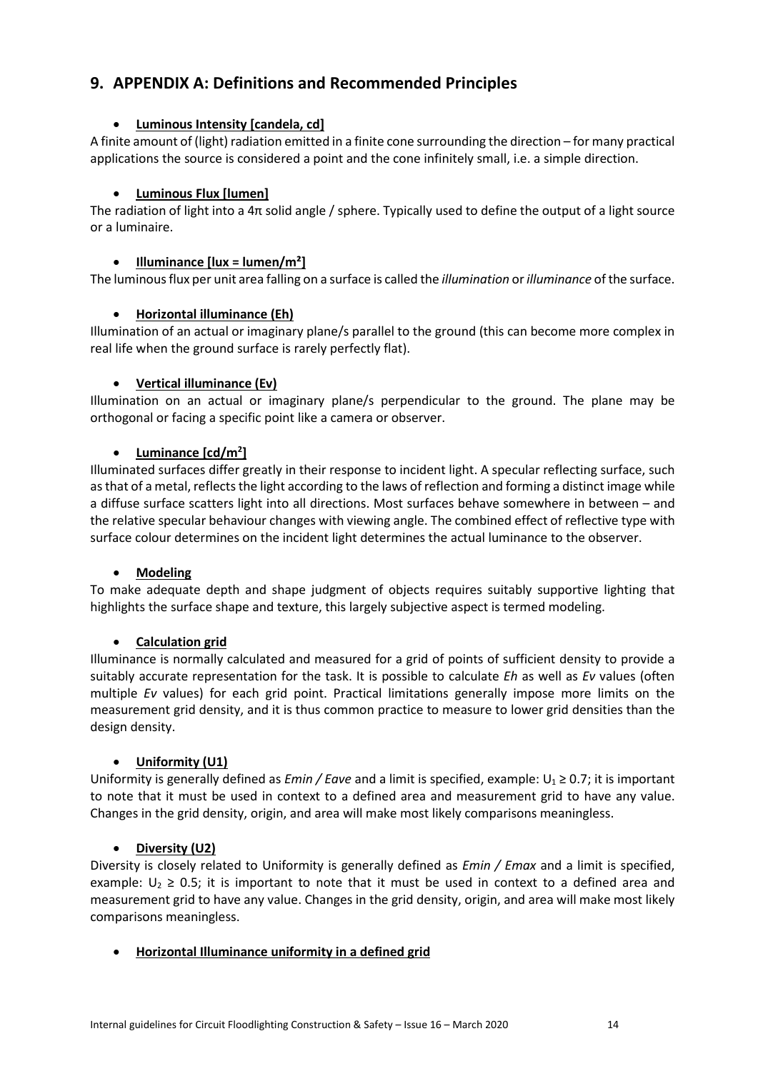## 9. APPENDIX A: Definitions and Recommended Principles

- **Luminous Intensity [candela, cd]**

A finite amount of (light) radiation emitted in a finite cone surrounding the direction – for many practical applications the source is considered a point and the cone infinitely small, i.e. a simple direction.

- **Luminous Flux [lumen]**

The radiation of light into a 4π solid angle / sphere. Typically used to define the output of a light source or a luminaire.

- **Illuminance [lux = lumen/m²]**

The luminous flux per unit area falling on a surface is called the *illumination* or *illuminance* of the surface.

- **Horizontal illuminance (Eh)**

Illumination of an actual or imaginary plane/s parallel to the ground (this can become more complex in real life when the ground surface is rarely perfectly flat).

- **Vertical illuminance (Ev)**

Illumination on an actual or imaginary plane/s perpendicular to the ground. The plane may be orthogonal or facing a specific point like a camera or observer.

- **Luminance [cd/m²]**

Illuminated surfaces differ greatly in their response to incident light. A specular reflecting surface, such as that of a metal, reflects the light according to the laws of reflection and forming a distinct image while a diffuse surface scatters light into all directions. Most surfaces behave somewhere in between – and the relative specular behaviour changes with viewing angle. The combined effect of reflective type with surface colour determines on the incident light determines the actual luminance to the observer.

- **Modeling**

To make adequate depth and shape judgment of objects requires suitably supportive lighting that highlights the surface shape and texture, this largely subjective aspect is termed modeling.

- **Calculation grid**

Illuminance is normally calculated and measured for a grid of points of sufficient density to provide a suitably accurate representation for the task. It is possible to calculate *Eh* as well as *Ev* values (often multiple *Ev* values) for each grid point. Practical limitations generally impose more limits on the measurement grid density, and it is thus common practice to measure to lower grid densities than the design density.

- **Uniformity (U1)**

Uniformity is generally defined as *Emin / Eave* and a limit is specified, example: $U_1 \geq 0.7$; it is important to note that it must be used in context to a defined area and measurement grid to have any value. Changes in the grid density, origin, and area will make most likely comparisons meaningless.

- **Diversity (U2)**

Diversity is closely related to Uniformity is generally defined as *Emin / Emax* and a limit is specified, example: $U_2 \geq 0.5$; it is important to note that it must be used in context to a defined area and measurement grid to have any value. Changes in the grid density, origin, and area will make most likely comparisons meaningless.

- **Horizontal Illuminance uniformity in a defined grid**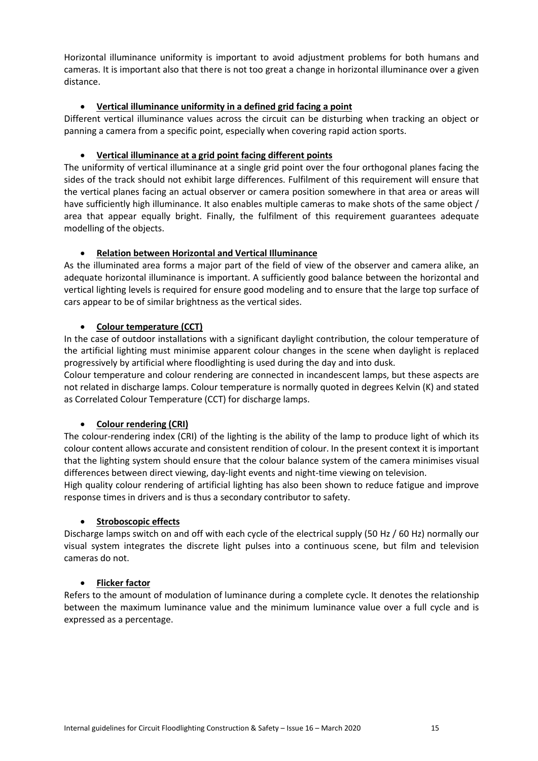Horizontal illuminance uniformity is important to avoid adjustment problems for both humans and cameras. It is important also that there is not too great a change in horizontal illuminance over a given distance.

- **Vertical illuminance uniformity in a defined grid facing a point**

Different vertical illuminance values across the circuit can be disturbing when tracking an object or panning a camera from a specific point, especially when covering rapid action sports.

- **Vertical illuminance at a grid point facing different points**

The uniformity of vertical illuminance at a single grid point over the four orthogonal planes facing the sides of the track should not exhibit large differences. Fulfilment of this requirement will ensure that the vertical planes facing an actual observer or camera position somewhere in that area or areas will have sufficiently high illuminance. It also enables multiple cameras to make shots of the same object / area that appear equally bright. Finally, the fulfilment of this requirement guarantees adequate modelling of the objects.

- **Relation between Horizontal and Vertical Illuminance**

As the illuminated area forms a major part of the field of view of the observer and camera alike, an adequate horizontal illuminance is important. A sufficiently good balance between the horizontal and vertical lighting levels is required for ensure good modeling and to ensure that the large top surface of cars appear to be of similar brightness as the vertical sides.

- **Colour temperature (CCT)**

In the case of outdoor installations with a significant daylight contribution, the colour temperature of the artificial lighting must minimise apparent colour changes in the scene when daylight is replaced progressively by artificial where floodlighting is used during the day and into dusk.

Colour temperature and colour rendering are connected in incandescent lamps, but these aspects are not related in discharge lamps. Colour temperature is normally quoted in degrees Kelvin (K) and stated as Correlated Colour Temperature (CCT) for discharge lamps.

- **Colour rendering (CRI)**

The colour-rendering index (CRI) of the lighting is the ability of the lamp to produce light of which its colour content allows accurate and consistent rendition of colour. In the present context it is important that the lighting system should ensure that the colour balance system of the camera minimises visual differences between direct viewing, day-light events and night-time viewing on television.

High quality colour rendering of artificial lighting has also been shown to reduce fatigue and improve response times in drivers and is thus a secondary contributor to safety.

- **Stroboscopic effects**

Discharge lamps switch on and off with each cycle of the electrical supply (50 Hz / 60 Hz) normally our visual system integrates the discrete light pulses into a continuous scene, but film and television cameras do not.

- **Flicker factor**

Refers to the amount of modulation of luminance during a complete cycle. It denotes the relationship between the maximum luminance value and the minimum luminance value over a full cycle and is expressed as a percentage.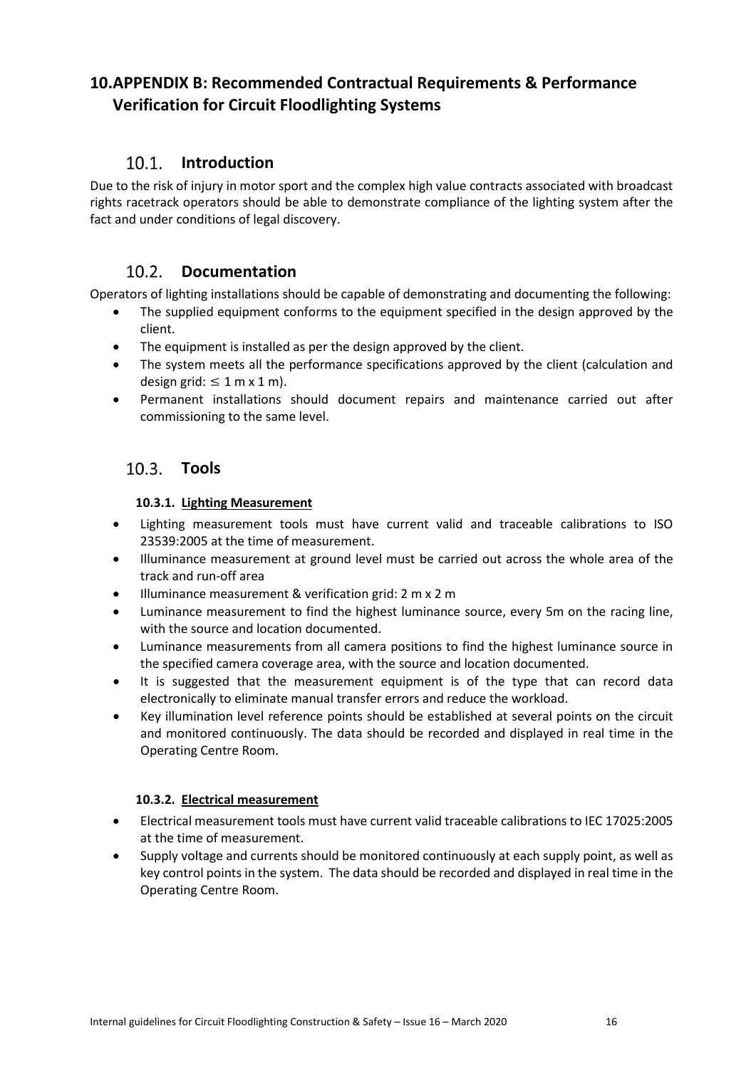# 10. APPENDIX B: Recommended Contractual Requirements & Performance Verification for Circuit Floodlighting Systems

## 10.1. Introduction

Due to the risk of injury in motor sport and the complex high value contracts associated with broadcast rights racetrack operators should be able to demonstrate compliance of the lighting system after the fact and under conditions of legal discovery.

## 10.2. Documentation

Operators of lighting installations should be capable of demonstrating and documenting the following:

- The supplied equipment conforms to the equipment specified in the design approved by the client.
- The equipment is installed as per the design approved by the client.
- The system meets all the performance specifications approved by the client (calculation and design grid: $\leq$ 1 m x 1 m).
- Permanent installations should document repairs and maintenance carried out after commissioning to the same level.

## 10.3. Tools

### 10.3.1. Lighting Measurement

- Lighting measurement tools must have current valid and traceable calibrations to ISO 23539:2005 at the time of measurement.
- Illuminance measurement at ground level must be carried out across the whole area of the track and run-off area
- Illuminance measurement & verification grid: 2 m x 2 m
- Luminance measurement to find the highest luminance source, every 5m on the racing line, with the source and location documented.
- Luminance measurements from all camera positions to find the highest luminance source in the specified camera coverage area, with the source and location documented.
- It is suggested that the measurement equipment is of the type that can record data electronically to eliminate manual transfer errors and reduce the workload.
- Key illumination level reference points should be established at several points on the circuit and monitored continuously. The data should be recorded and displayed in real time in the Operating Centre Room.

### 10.3.2. Electrical measurement

- Electrical measurement tools must have current valid traceable calibrations to IEC 17025:2005 at the time of measurement.
- Supply voltage and currents should be monitored continuously at each supply point, as well as key control points in the system. The data should be recorded and displayed in real time in the Operating Centre Room.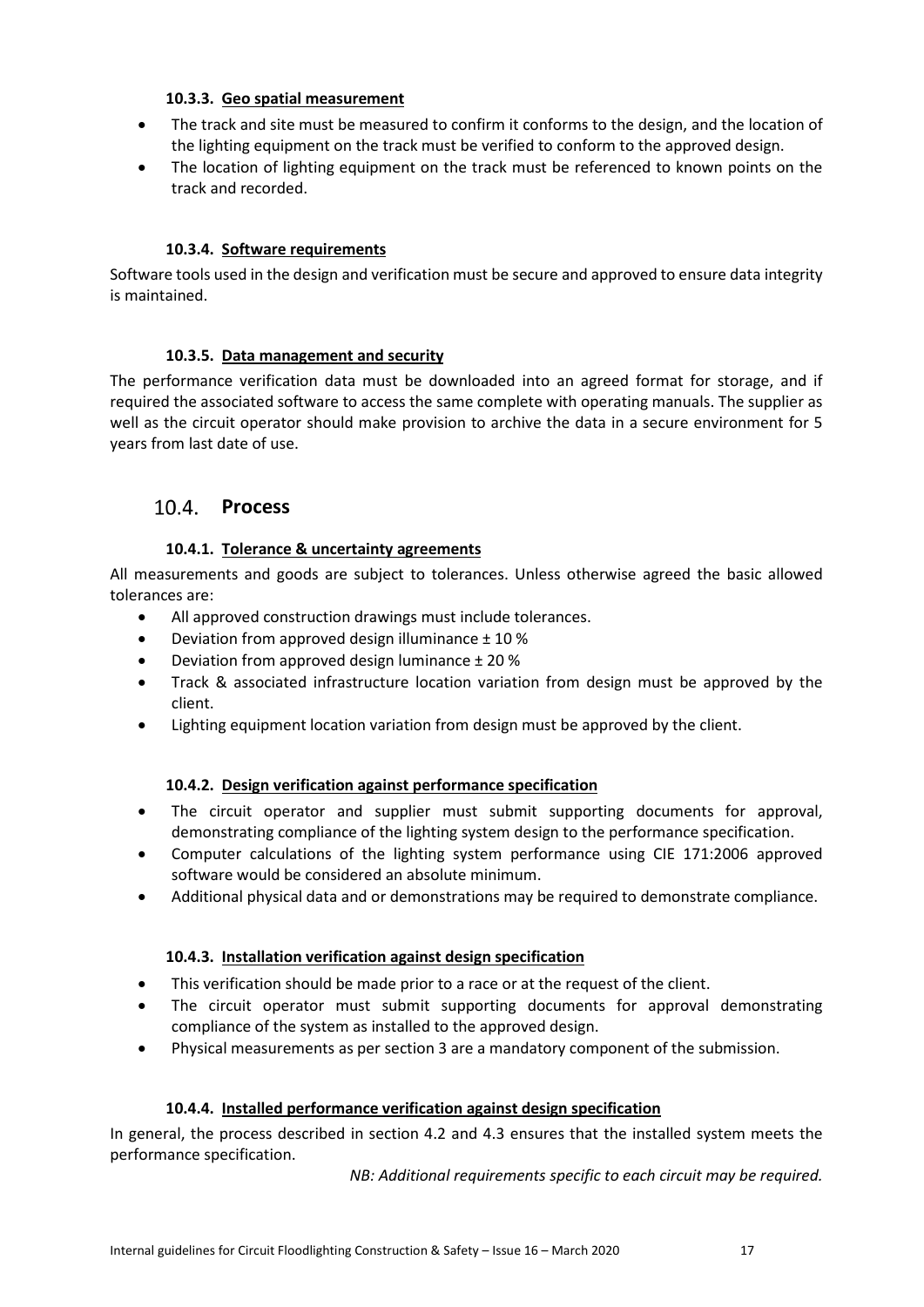#### 10.3.3. Geo spatial measurement

- The track and site must be measured to confirm it conforms to the design, and the location of the lighting equipment on the track must be verified to conform to the approved design.
- The location of lighting equipment on the track must be referenced to known points on the track and recorded.

#### 10.3.4. Software requirements

Software tools used in the design and verification must be secure and approved to ensure data integrity is maintained.

#### 10.3.5. Data management and security

The performance verification data must be downloaded into an agreed format for storage, and if required the associated software to access the same complete with operating manuals. The supplier as well as the circuit operator should make provision to archive the data in a secure environment for 5 years from last date of use.

### 10.4. Process

#### 10.4.1. Tolerance & uncertainty agreements

All measurements and goods are subject to tolerances. Unless otherwise agreed the basic allowed tolerances are:

- All approved construction drawings must include tolerances.
- Deviation from approved design illuminance ± 10 %
- Deviation from approved design luminance ± 20 %
- Track & associated infrastructure location variation from design must be approved by the client.
- Lighting equipment location variation from design must be approved by the client.

#### 10.4.2. Design verification against performance specification

- The circuit operator and supplier must submit supporting documents for approval, demonstrating compliance of the lighting system design to the performance specification.
- Computer calculations of the lighting system performance using CIE 171:2006 approved software would be considered an absolute minimum.
- Additional physical data and or demonstrations may be required to demonstrate compliance.

#### 10.4.3. Installation verification against design specification

- This verification should be made prior to a race or at the request of the client.
- The circuit operator must submit supporting documents for approval demonstrating compliance of the system as installed to the approved design.
- Physical measurements as per section 3 are a mandatory component of the submission.

#### 10.4.4. Installed performance verification against design specification

In general, the process described in section 4.2 and 4.3 ensures that the installed system meets the performance specification.

*NB: Additional requirements specific to each circuit may be required.*